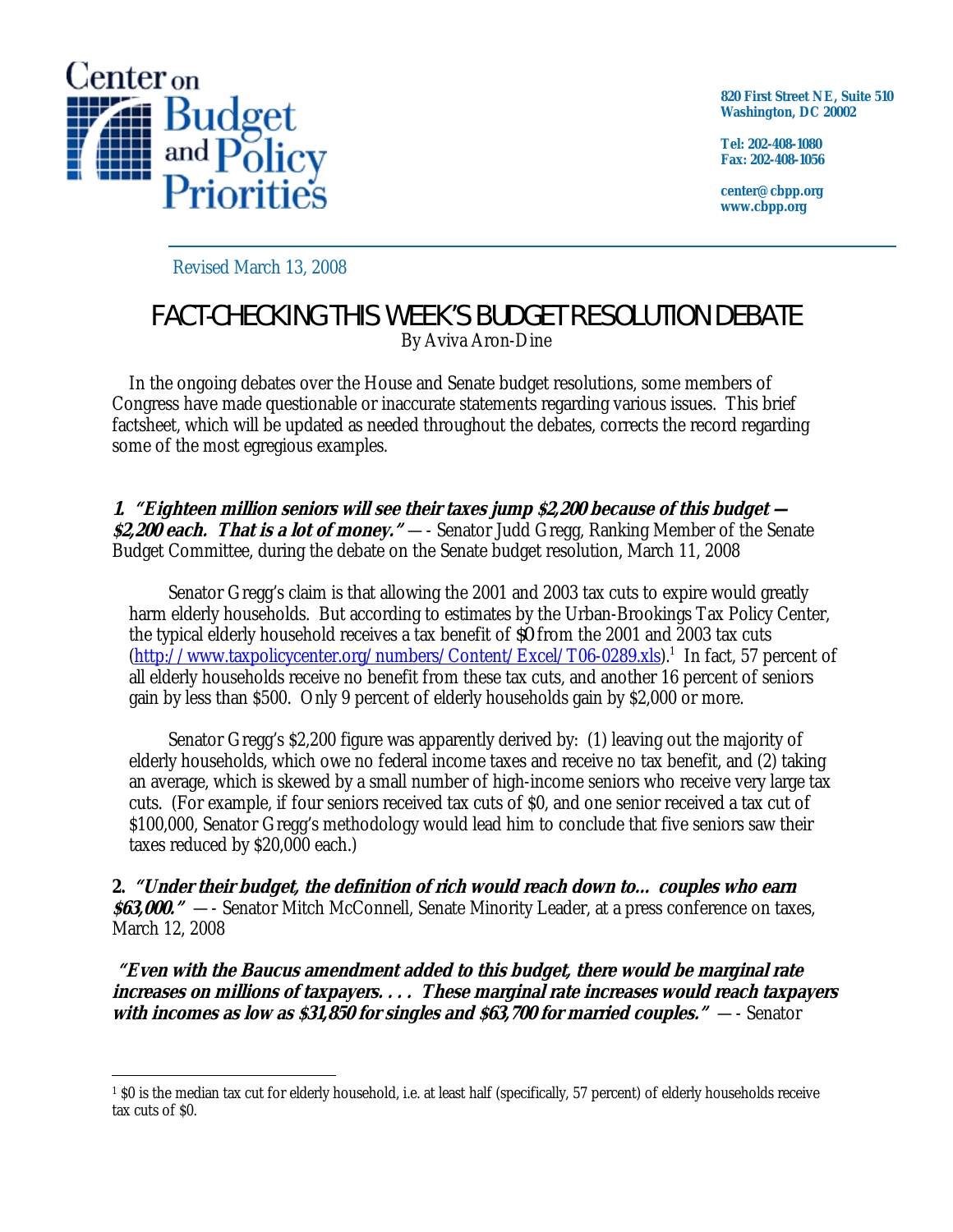Center on Budget and Policy Priorities

820 First Street NE, Suite 510
Washington, DC 20002

Tel: 202-408-1080
Fax: 202-408-1056

center@cbpp.org
www.cbpp.org

Revised March 13, 2008

# FACT-CHECKING THIS WEEK'S BUDGET RESOLUTION DEBATE

By Aviva Aron-Dine

In the ongoing debates over the House and Senate budget resolutions, some members of Congress have made questionable or inaccurate statements regarding various issues. This brief factsheet, which will be updated as needed throughout the debates, corrects the record regarding some of the most egregious examples.

**1. *"Eighteen million seniors will see their taxes jump $2,200 because of this budget — $2,200 each. That is a lot of money."*** —- Senator Judd Gregg, Ranking Member of the Senate Budget Committee, during the debate on the Senate budget resolution, March 11, 2008

Senator Gregg's claim is that allowing the 2001 and 2003 tax cuts to expire would greatly harm elderly households. But according to estimates by the Urban-Brookings Tax Policy Center, the typical elderly household receives a tax benefit of $0 from the 2001 and 2003 tax cuts (http://www.taxpolicycenter.org/numbers/Content/Excel/T06-0289.xls).[1] In fact, 57 percent of all elderly households receive no benefit from these tax cuts, and another 16 percent of seniors gain by less than $500. Only 9 percent of elderly households gain by $2,000 or more.

Senator Gregg's $2,200 figure was apparently derived by: (1) leaving out the majority of elderly households, which owe no federal income taxes and receive no tax benefit, and (2) taking an average, which is skewed by a small number of high-income seniors who receive very large tax cuts. (For example, if four seniors received tax cuts of $0, and one senior received a tax cut of $100,000, Senator Gregg's methodology would lead him to conclude that five seniors saw their taxes reduced by $20,000 each.)

**2. *"Under their budget, the definition of rich would reach down to... couples who earn $63,000."*** —- Senator Mitch McConnell, Senate Minority Leader, at a press conference on taxes, March 12, 2008

***"Even with the Baucus amendment added to this budget, there would be marginal rate increases on millions of taxpayers. . . . These marginal rate increases would reach taxpayers with incomes as low as $31,850 for singles and $63,700 for married couples."*** —- Senator

[1] $0 is the median tax cut for elderly household, i.e. at least half (specifically, 57 percent) of elderly households receive tax cuts of $0.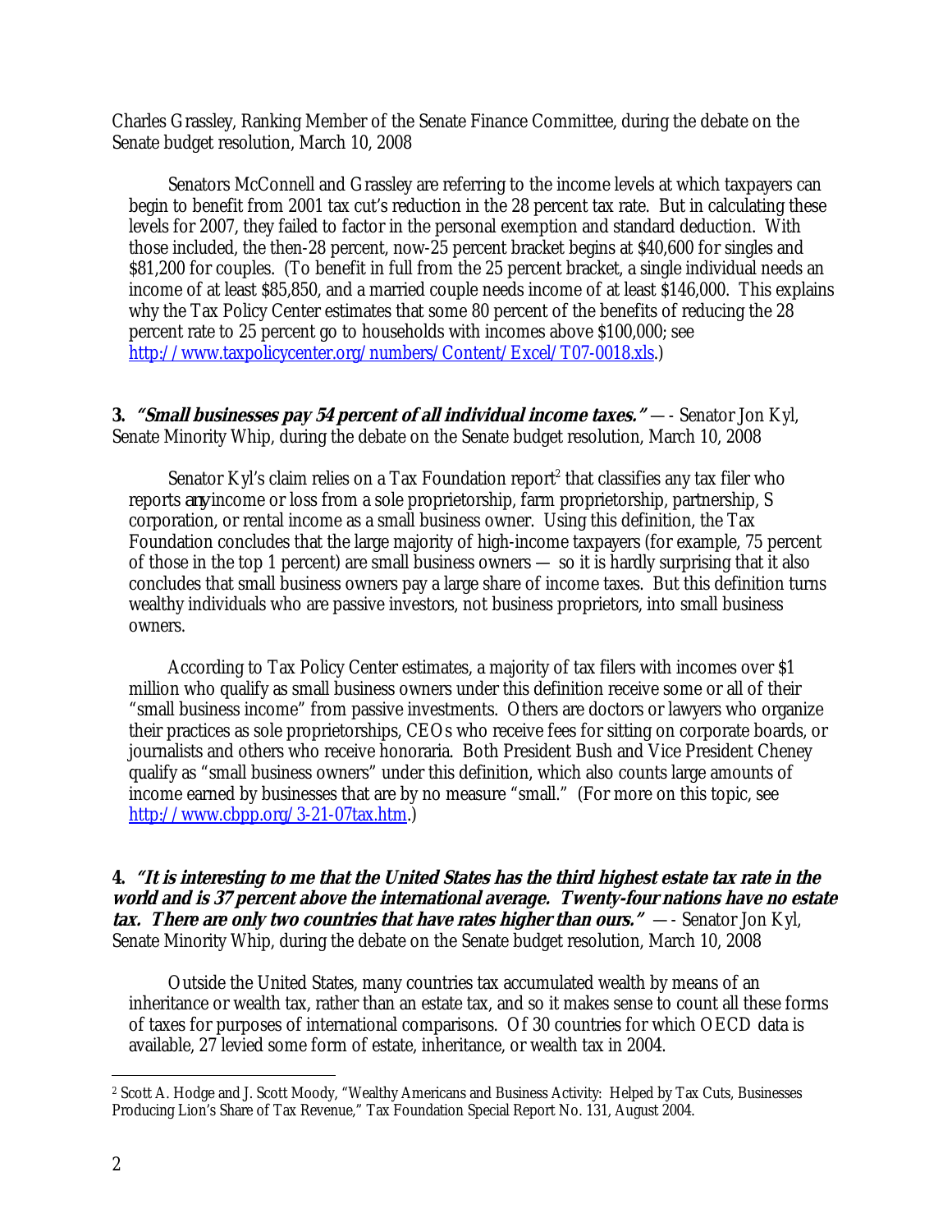Charles Grassley, Ranking Member of the Senate Finance Committee, during the debate on the Senate budget resolution, March 10, 2008

Senators McConnell and Grassley are referring to the income levels at which taxpayers can begin to benefit from 2001 tax cut's reduction in the 28 percent tax rate. But in calculating these levels for 2007, they failed to factor in the personal exemption and standard deduction. With those included, the then-28 percent, now-25 percent bracket begins at $40,600 for singles and $81,200 for couples. (To benefit in full from the 25 percent bracket, a single individual needs an income of at least $85,850, and a married couple needs income of at least $146,000. This explains why the Tax Policy Center estimates that some 80 percent of the benefits of reducing the 28 percent rate to 25 percent go to households with incomes above $100,000; see [http://www.taxpolicycenter.org/numbers/Content/Excel/T07-0018.xls](http://www.taxpolicycenter.org/numbers/Content/Excel/T07-0018.xls).)

**3.** ***"Small businesses pay 54 percent of all individual income taxes."*** — Senator Jon Kyl, Senate Minority Whip, during the debate on the Senate budget resolution, March 10, 2008

Senator Kyl's claim relies on a Tax Foundation report[2] that classifies any tax filer who reports *any* income or loss from a sole proprietorship, farm proprietorship, partnership, S corporation, or rental income as a small business owner. Using this definition, the Tax Foundation concludes that the large majority of high-income taxpayers (for example, 75 percent of those in the top 1 percent) are small business owners — so it is hardly surprising that it also concludes that small business owners pay a large share of income taxes. But this definition turns wealthy individuals who are passive investors, not business proprietors, into small business owners.

According to Tax Policy Center estimates, a majority of tax filers with incomes over $1 million who qualify as small business owners under this definition receive some or all of their "small business income" from passive investments. Others are doctors or lawyers who organize their practices as sole proprietorships, CEOs who receive fees for sitting on corporate boards, or journalists and others who receive honoraria. Both President Bush and Vice President Cheney qualify as "small business owners" under this definition, which also counts large amounts of income earned by businesses that are by no measure "small." (For more on this topic, see [http://www.cbpp.org/3-21-07tax.htm](http://www.cbpp.org/3-21-07tax.htm).)

**4.** ***"It is interesting to me that the United States has the third highest estate tax rate in the world and is 37 percent above the international average. Twenty-four nations have no estate tax. There are only two countries that have rates higher than ours."*** — Senator Jon Kyl, Senate Minority Whip, during the debate on the Senate budget resolution, March 10, 2008

Outside the United States, many countries tax accumulated wealth by means of an inheritance or wealth tax, rather than an estate tax, and so it makes sense to count all these forms of taxes for purposes of international comparisons. Of 30 countries for which OECD data is available, 27 levied some form of estate, inheritance, or wealth tax in 2004.

---

[2] Scott A. Hodge and J. Scott Moody, "Wealthy Americans and Business Activity: Helped by Tax Cuts, Businesses Producing Lion's Share of Tax Revenue," Tax Foundation Special Report No. 131, August 2004.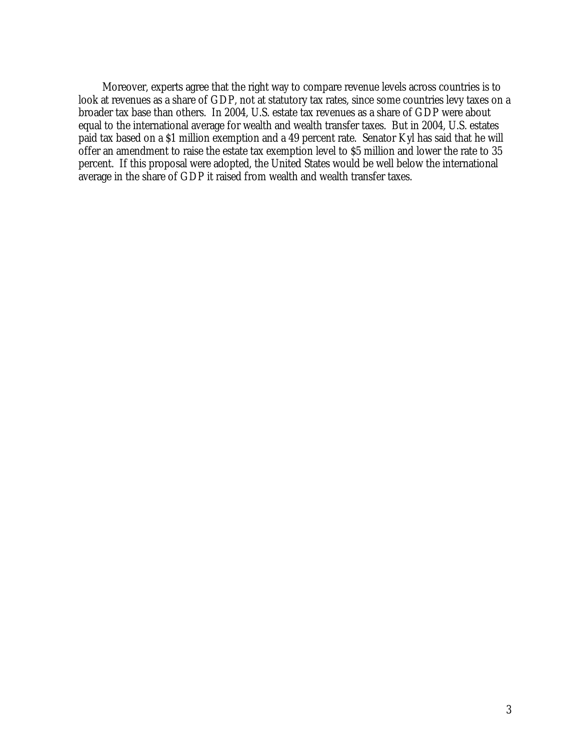Moreover, experts agree that the right way to compare revenue levels across countries is to look at revenues as a share of GDP, not at statutory tax rates, since some countries levy taxes on a broader tax base than others. In 2004, U.S. estate tax revenues as a share of GDP were about equal to the international average for wealth and wealth transfer taxes. But in 2004, U.S. estates paid tax based on a $1 million exemption and a 49 percent rate. Senator Kyl has said that he will offer an amendment to raise the estate tax exemption level to $5 million and lower the rate to 35 percent. If this proposal were adopted, the United States would be well below the international average in the share of GDP it raised from wealth and wealth transfer taxes.